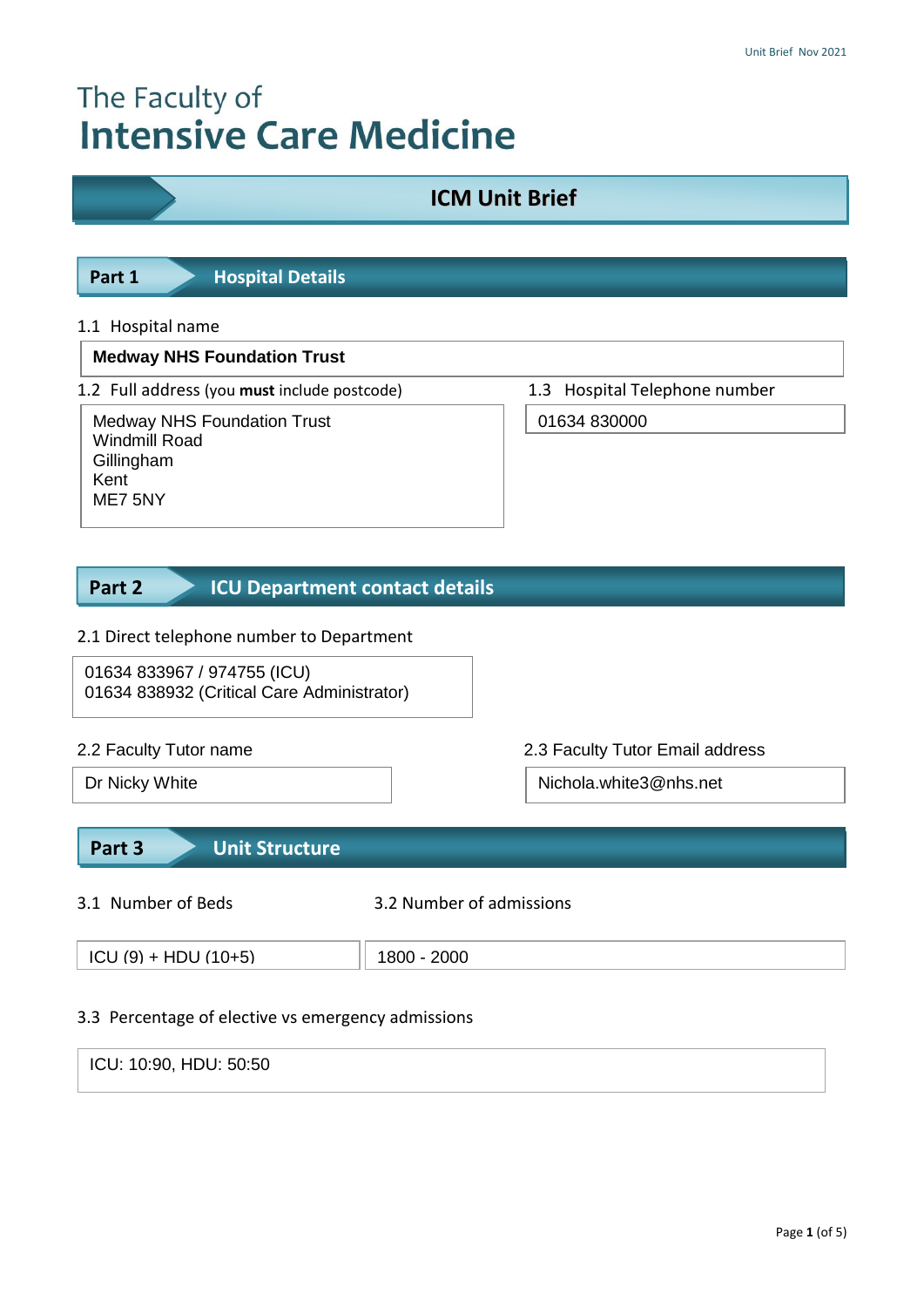# The Faculty of
# Intensive Care Medicine

## ICM Unit Brief

## Part 1 Hospital Details

1.1 Hospital name

**Medway NHS Foundation Trust**

1.2 Full address (you **must** include postcode)

Medway NHS Foundation Trust
Windmill Road
Gillingham
Kent
ME7 5NY

1.3 Hospital Telephone number

01634 830000

## Part 2 ICU Department contact details

2.1 Direct telephone number to Department

01634 833967 / 974755 (ICU)
01634 838932 (Critical Care Administrator)

2.2 Faculty Tutor name

Dr Nicky White

2.3 Faculty Tutor Email address

Nichola.white3@nhs.net

## Part 3 Unit Structure

3.1 Number of Beds

ICU (9) + HDU (10+5)

3.2 Number of admissions

1800 - 2000

3.3 Percentage of elective vs emergency admissions

ICU: 10:90, HDU: 50:50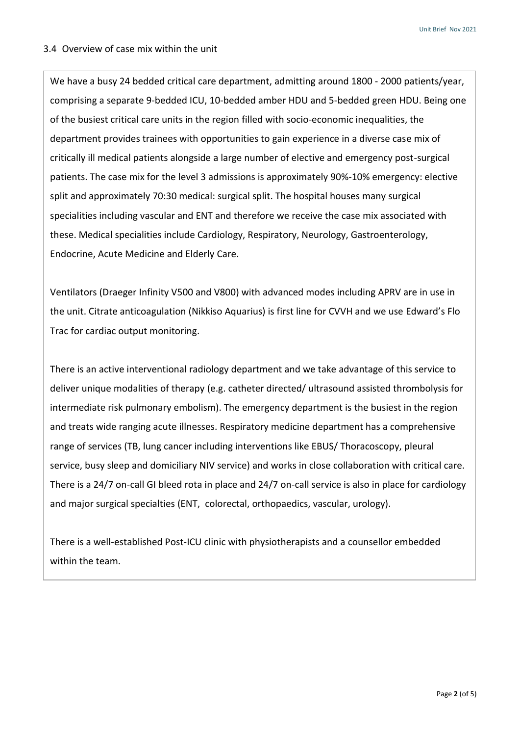### 3.4 Overview of case mix within the unit

We have a busy 24 bedded critical care department, admitting around 1800 - 2000 patients/year, comprising a separate 9-bedded ICU, 10-bedded amber HDU and 5-bedded green HDU. Being one of the busiest critical care units in the region filled with socio-economic inequalities, the department provides trainees with opportunities to gain experience in a diverse case mix of critically ill medical patients alongside a large number of elective and emergency post-surgical patients. The case mix for the level 3 admissions is approximately 90%-10% emergency: elective split and approximately 70:30 medical: surgical split. The hospital houses many surgical specialities including vascular and ENT and therefore we receive the case mix associated with these. Medical specialities include Cardiology, Respiratory, Neurology, Gastroenterology, Endocrine, Acute Medicine and Elderly Care.

Ventilators (Draeger Infinity V500 and V800) with advanced modes including APRV are in use in the unit. Citrate anticoagulation (Nikkiso Aquarius) is first line for CVVH and we use Edward's Flo Trac for cardiac output monitoring.

There is an active interventional radiology department and we take advantage of this service to deliver unique modalities of therapy (e.g. catheter directed/ ultrasound assisted thrombolysis for intermediate risk pulmonary embolism). The emergency department is the busiest in the region and treats wide ranging acute illnesses. Respiratory medicine department has a comprehensive range of services (TB, lung cancer including interventions like EBUS/ Thoracoscopy, pleural service, busy sleep and domiciliary NIV service) and works in close collaboration with critical care. There is a 24/7 on-call GI bleed rota in place and 24/7 on-call service is also in place for cardiology and major surgical specialties (ENT, colorectal, orthopaedics, vascular, urology).

There is a well-established Post-ICU clinic with physiotherapists and a counsellor embedded within the team.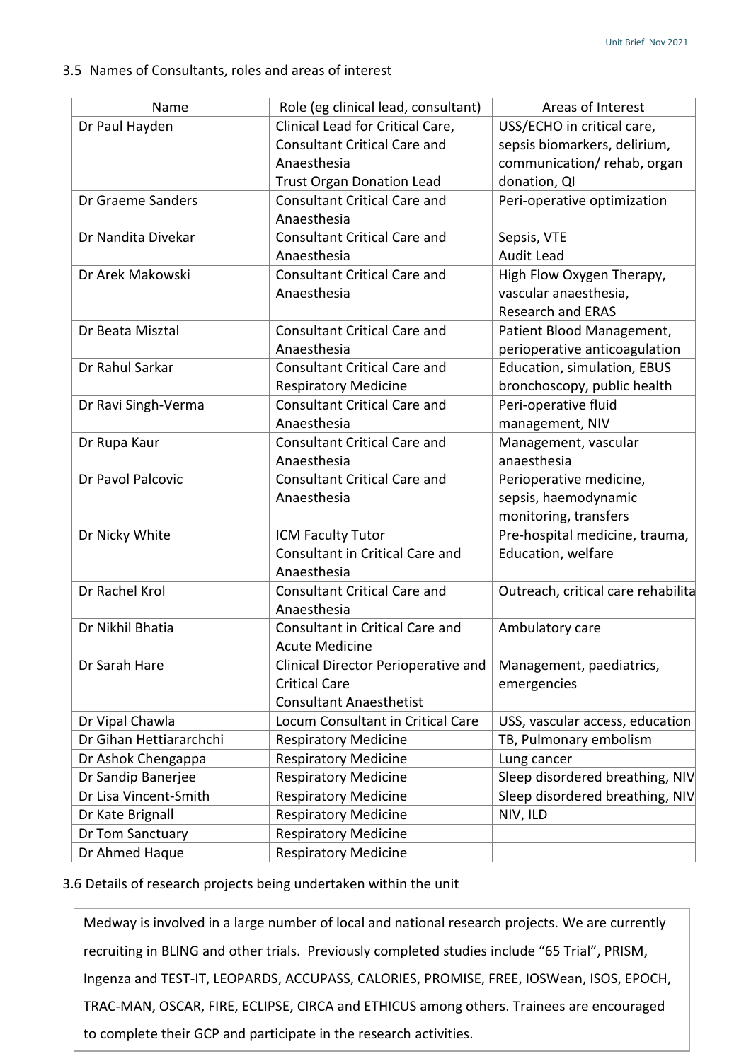## 3.5 Names of Consultants, roles and areas of interest

| Name | Role (eg clinical lead, consultant) | Areas of Interest |
|---|---|---|
| Dr Paul Hayden | Clinical Lead for Critical Care, Consultant Critical Care and Anaesthesia Trust Organ Donation Lead | USS/ECHO in critical care, sepsis biomarkers, delirium, communication/ rehab, organ donation, QI |
| Dr Graeme Sanders | Consultant Critical Care and Anaesthesia | Peri-operative optimization |
| Dr Nandita Divekar | Consultant Critical Care and Anaesthesia | Sepsis, VTE Audit Lead |
| Dr Arek Makowski | Consultant Critical Care and Anaesthesia | High Flow Oxygen Therapy, vascular anaesthesia, Research and ERAS |
| Dr Beata Misztal | Consultant Critical Care and Anaesthesia | Patient Blood Management, perioperative anticoagulation |
| Dr Rahul Sarkar | Consultant Critical Care and Respiratory Medicine | Education, simulation, EBUS bronchoscopy, public health |
| Dr Ravi Singh-Verma | Consultant Critical Care and Anaesthesia | Peri-operative fluid management, NIV |
| Dr Rupa Kaur | Consultant Critical Care and Anaesthesia | Management, vascular anaesthesia |
| Dr Pavol Palcovic | Consultant Critical Care and Anaesthesia | Perioperative medicine, sepsis, haemodynamic monitoring, transfers |
| Dr Nicky White | ICM Faculty Tutor Consultant in Critical Care and Anaesthesia | Pre-hospital medicine, trauma, Education, welfare |
| Dr Rachel Krol | Consultant Critical Care and Anaesthesia | Outreach, critical care rehabilita |
| Dr Nikhil Bhatia | Consultant in Critical Care and Acute Medicine | Ambulatory care |
| Dr Sarah Hare | Clinical Director Perioperative and Critical Care Consultant Anaesthetist | Management, paediatrics, emergencies |
| Dr Vipal Chawla | Locum Consultant in Critical Care | USS, vascular access, education |
| Dr Gihan Hettiararchchi | Respiratory Medicine | TB, Pulmonary embolism |
| Dr Ashok Chengappa | Respiratory Medicine | Lung cancer |
| Dr Sandip Banerjee | Respiratory Medicine | Sleep disordered breathing, NIV |
| Dr Lisa Vincent-Smith | Respiratory Medicine | Sleep disordered breathing, NIV |
| Dr Kate Brignall | Respiratory Medicine | NIV, ILD |
| Dr Tom Sanctuary | Respiratory Medicine | |
| Dr Ahmed Haque | Respiratory Medicine | |

## 3.6 Details of research projects being undertaken within the unit

Medway is involved in a large number of local and national research projects. We are currently recruiting in BLING and other trials. Previously completed studies include "65 Trial", PRISM, Ingenza and TEST-IT, LEOPARDS, ACCUPASS, CALORIES, PROMISE, FREE, IOSWean, ISOS, EPOCH, TRAC-MAN, OSCAR, FIRE, ECLIPSE, CIRCA and ETHICUS among others. Trainees are encouraged to complete their GCP and participate in the research activities.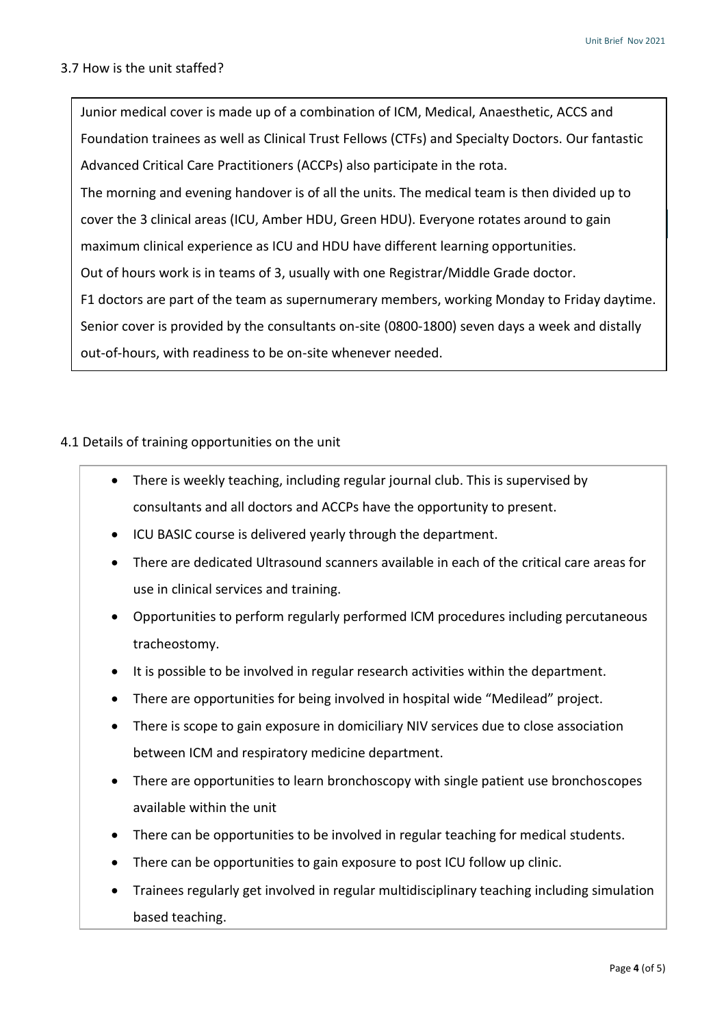3.7 How is the unit staffed?

Junior medical cover is made up of a combination of ICM, Medical, Anaesthetic, ACCS and Foundation trainees as well as Clinical Trust Fellows (CTFs) and Specialty Doctors. Our fantastic Advanced Critical Care Practitioners (ACCPs) also participate in the rota.

The morning and evening handover is of all the units. The medical team is then divided up to cover the 3 clinical areas (ICU, Amber HDU, Green HDU). Everyone rotates around to gain maximum clinical experience as ICU and HDU have different learning opportunities.

Out of hours work is in teams of 3, usually with one Registrar/Middle Grade doctor.

F1 doctors are part of the team as supernumerary members, working Monday to Friday daytime.

Senior cover is provided by the consultants on-site (0800-1800) seven days a week and distally out-of-hours, with readiness to be on-site whenever needed.

4.1 Details of training opportunities on the unit

- There is weekly teaching, including regular journal club. This is supervised by consultants and all doctors and ACCPs have the opportunity to present.
- ICU BASIC course is delivered yearly through the department.
- There are dedicated Ultrasound scanners available in each of the critical care areas for use in clinical services and training.
- Opportunities to perform regularly performed ICM procedures including percutaneous tracheostomy.
- It is possible to be involved in regular research activities within the department.
- There are opportunities for being involved in hospital wide "Medilead" project.
- There is scope to gain exposure in domiciliary NIV services due to close association between ICM and respiratory medicine department.
- There are opportunities to learn bronchoscopy with single patient use bronchoscopes available within the unit
- There can be opportunities to be involved in regular teaching for medical students.
- There can be opportunities to gain exposure to post ICU follow up clinic.
- Trainees regularly get involved in regular multidisciplinary teaching including simulation based teaching.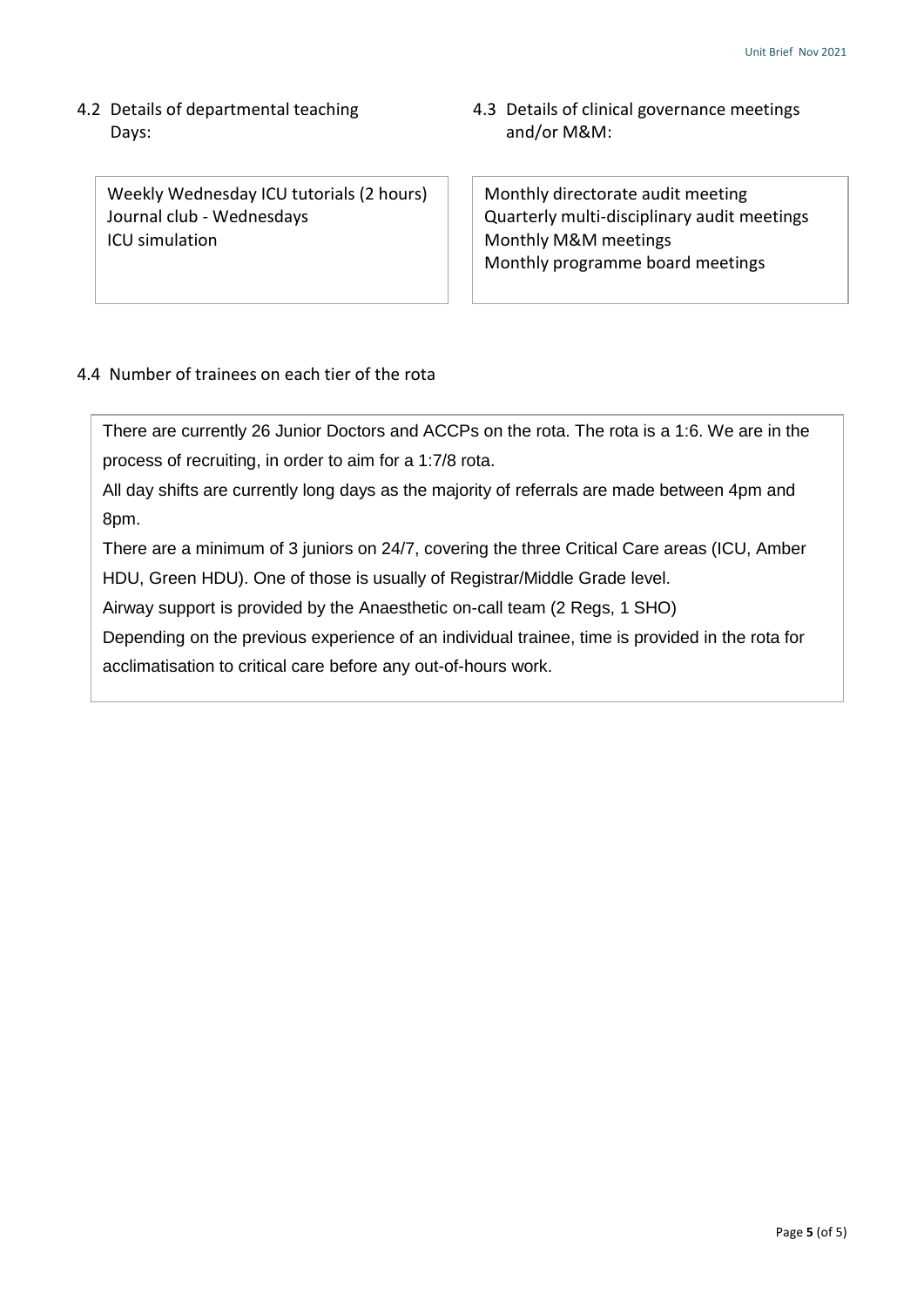### 4.2 Details of departmental teaching Days:

Weekly Wednesday ICU tutorials (2 hours)
Journal club - Wednesdays
ICU simulation

### 4.3 Details of clinical governance meetings and/or M&M:

Monthly directorate audit meeting
Quarterly multi-disciplinary audit meetings
Monthly M&M meetings
Monthly programme board meetings

### 4.4 Number of trainees on each tier of the rota

There are currently 26 Junior Doctors and ACCPs on the rota. The rota is a 1:6. We are in the process of recruiting, in order to aim for a 1:7/8 rota.

All day shifts are currently long days as the majority of referrals are made between 4pm and 8pm.

There are a minimum of 3 juniors on 24/7, covering the three Critical Care areas (ICU, Amber HDU, Green HDU). One of those is usually of Registrar/Middle Grade level.

Airway support is provided by the Anaesthetic on-call team (2 Regs, 1 SHO)

Depending on the previous experience of an individual trainee, time is provided in the rota for acclimatisation to critical care before any out-of-hours work.